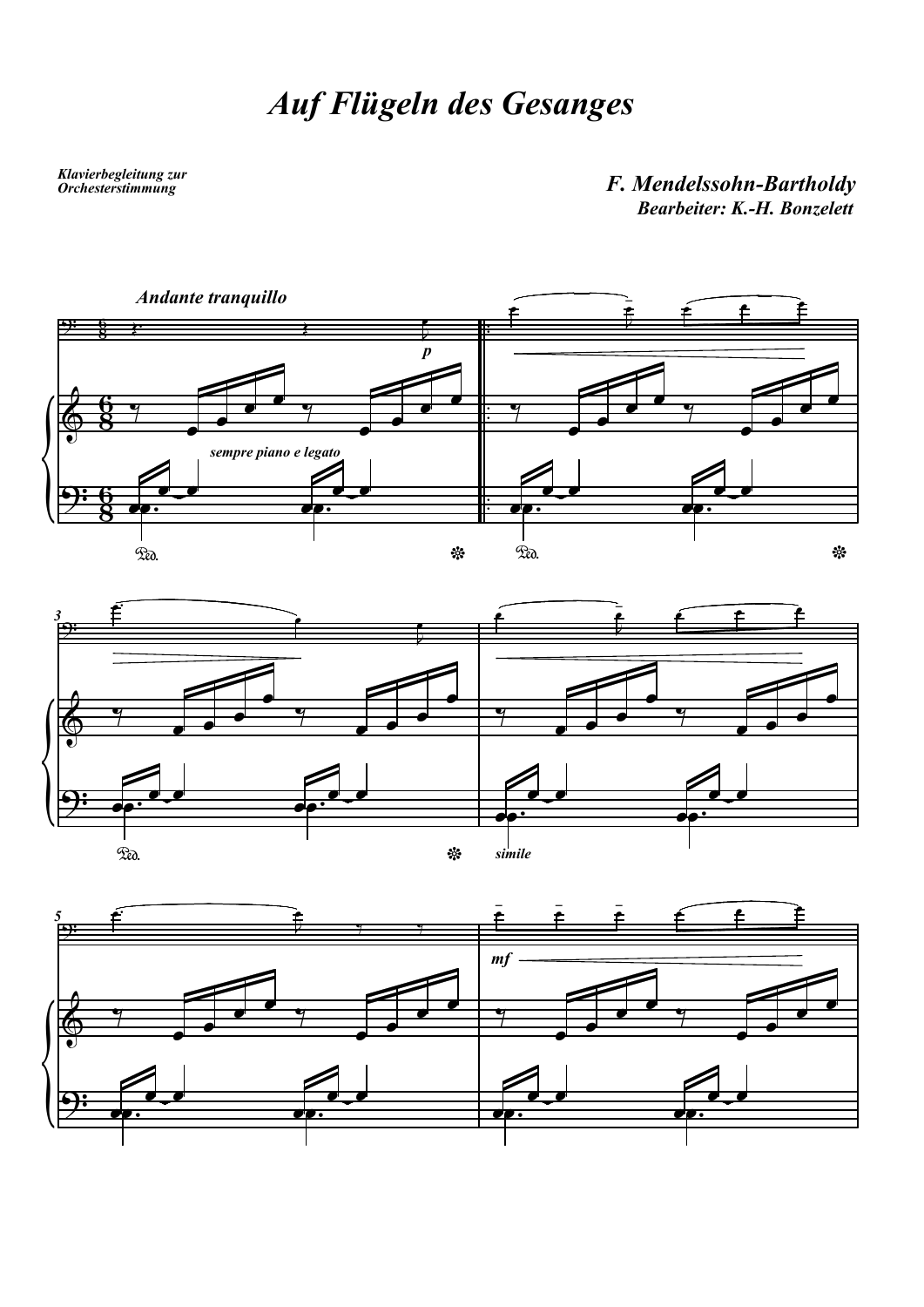# Auf Flügeln des Gesanges

*Klavierbegleitung zur Orchesterstimmung*

**F. Mendelssohn-Bartholdy**

**Bearbeiter: K.-H. Bonzelett**

*Andante tranquillo*

*p*

*sempre piano e legato*

*simile*

*mf*